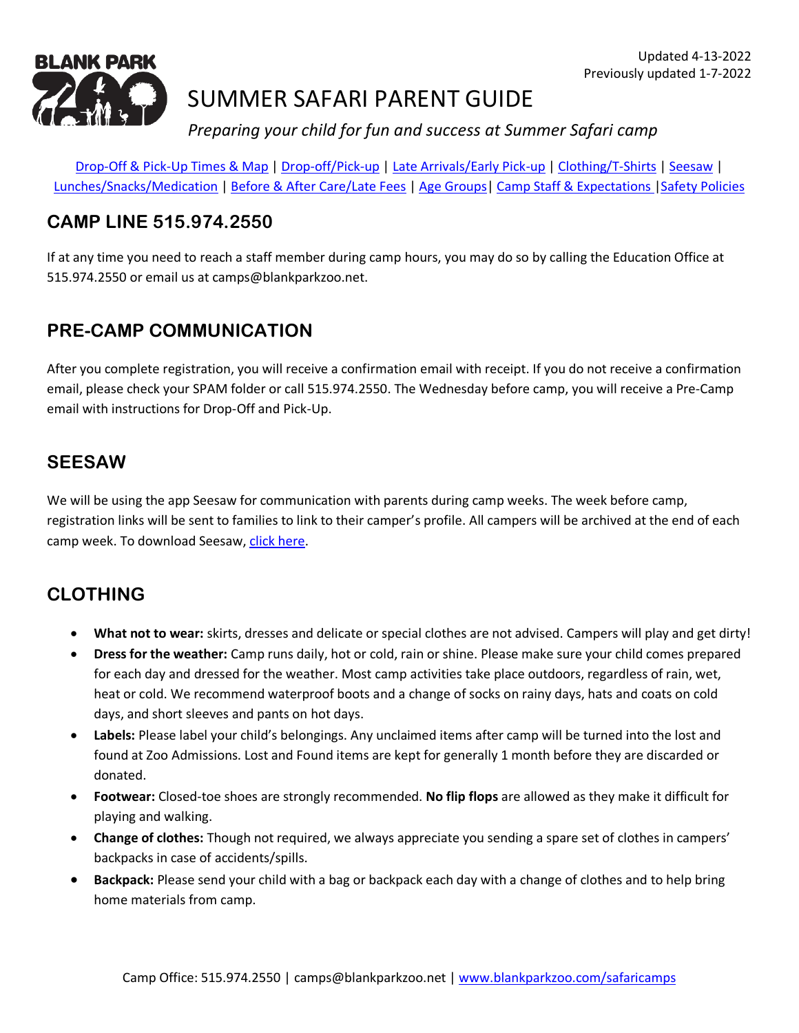Updated 4-13-2022
Previously updated 1-7-2022

# SUMMER SAFARI PARENT GUIDE

*Preparing your child for fun and success at Summer Safari camp*

Drop-Off & Pick-Up Times & Map | Drop-off/Pick-up | Late Arrivals/Early Pick-up | Clothing/T-Shirts | Seesaw | Lunches/Snacks/Medication | Before & After Care/Late Fees | Age Groups | Camp Staff & Expectations | Safety Policies

## CAMP LINE 515.974.2550

If at any time you need to reach a staff member during camp hours, you may do so by calling the Education Office at 515.974.2550 or email us at camps@blankparkzoo.net.

## PRE-CAMP COMMUNICATION

After you complete registration, you will receive a confirmation email with receipt. If you do not receive a confirmation email, please check your SPAM folder or call 515.974.2550. The Wednesday before camp, you will receive a Pre-Camp email with instructions for Drop-Off and Pick-Up.

## SEESAW

We will be using the app Seesaw for communication with parents during camp weeks. The week before camp, registration links will be sent to families to link to their camper's profile. All campers will be archived at the end of each camp week. To download Seesaw, click here.

## CLOTHING

- **What not to wear:** skirts, dresses and delicate or special clothes are not advised. Campers will play and get dirty!
- **Dress for the weather:** Camp runs daily, hot or cold, rain or shine. Please make sure your child comes prepared for each day and dressed for the weather. Most camp activities take place outdoors, regardless of rain, wet, heat or cold. We recommend waterproof boots and a change of socks on rainy days, hats and coats on cold days, and short sleeves and pants on hot days.
- **Labels:** Please label your child's belongings. Any unclaimed items after camp will be turned into the lost and found at Zoo Admissions. Lost and Found items are kept for generally 1 month before they are discarded or donated.
- **Footwear:** Closed-toe shoes are strongly recommended. **No flip flops** are allowed as they make it difficult for playing and walking.
- **Change of clothes:** Though not required, we always appreciate you sending a spare set of clothes in campers' backpacks in case of accidents/spills.
- **Backpack:** Please send your child with a bag or backpack each day with a change of clothes and to help bring home materials from camp.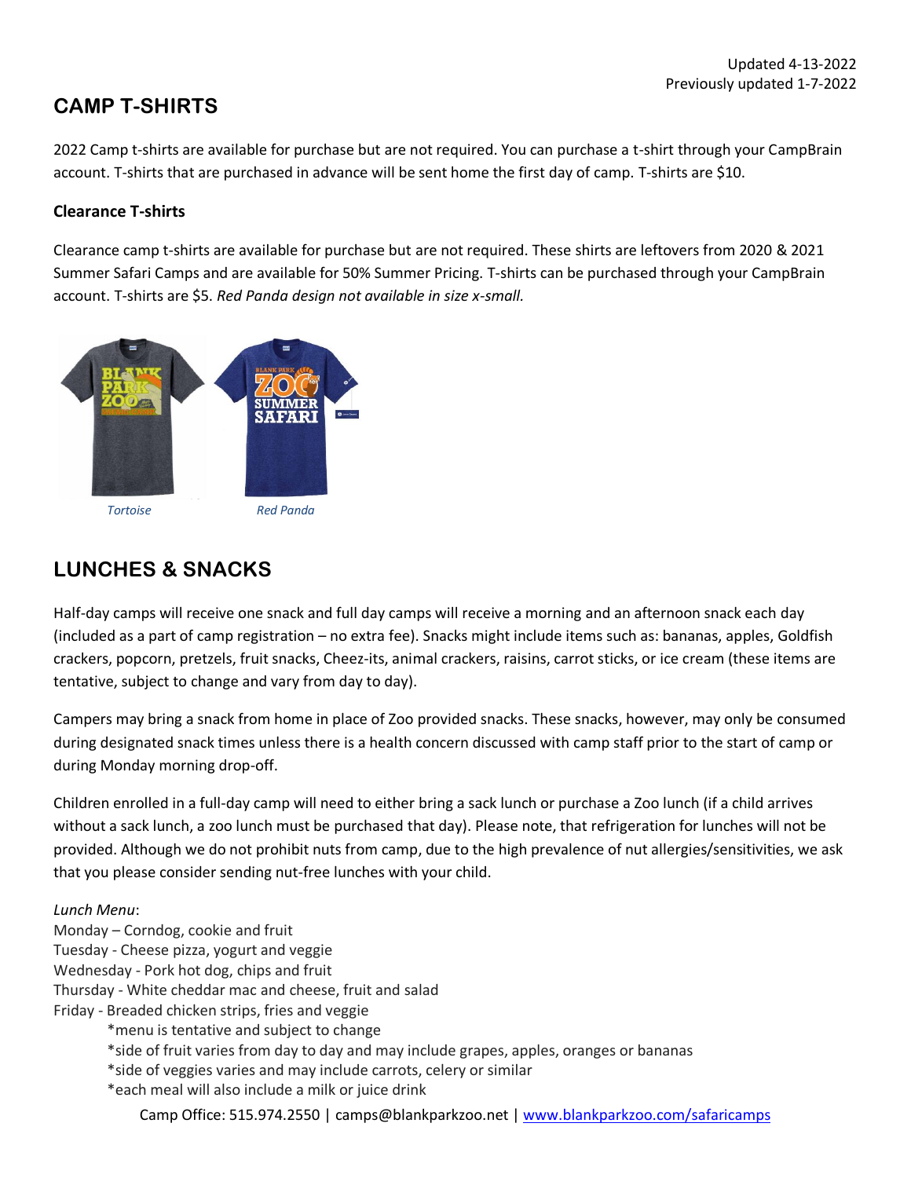Updated 4-13-2022
Previously updated 1-7-2022

## CAMP T-SHIRTS

2022 Camp t-shirts are available for purchase but are not required. You can purchase a t-shirt through your CampBrain account. T-shirts that are purchased in advance will be sent home the first day of camp. T-shirts are $10.

### Clearance T-shirts

Clearance camp t-shirts are available for purchase but are not required. These shirts are leftovers from 2020 & 2021 Summer Safari Camps and are available for 50% Summer Pricing. T-shirts can be purchased through your CampBrain account. T-shirts are $5. *Red Panda design not available in size x-small.*

*Tortoise* *Red Panda*

## LUNCHES & SNACKS

Half-day camps will receive one snack and full day camps will receive a morning and an afternoon snack each day (included as a part of camp registration – no extra fee). Snacks might include items such as: bananas, apples, Goldfish crackers, popcorn, pretzels, fruit snacks, Cheez-its, animal crackers, raisins, carrot sticks, or ice cream (these items are tentative, subject to change and vary from day to day).

Campers may bring a snack from home in place of Zoo provided snacks. These snacks, however, may only be consumed during designated snack times unless there is a health concern discussed with camp staff prior to the start of camp or during Monday morning drop-off.

Children enrolled in a full-day camp will need to either bring a sack lunch or purchase a Zoo lunch (if a child arrives without a sack lunch, a zoo lunch must be purchased that day). Please note, that refrigeration for lunches will not be provided. Although we do not prohibit nuts from camp, due to the high prevalence of nut allergies/sensitivities, we ask that you please consider sending nut-free lunches with your child.

*Lunch Menu*:
Monday – Corndog, cookie and fruit
Tuesday - Cheese pizza, yogurt and veggie
Wednesday - Pork hot dog, chips and fruit
Thursday - White cheddar mac and cheese, fruit and salad
Friday - Breaded chicken strips, fries and veggie

*menu is tentative and subject to change
*side of fruit varies from day to day and may include grapes, apples, oranges or bananas
*side of veggies varies and may include carrots, celery or similar
*each meal will also include a milk or juice drink

Camp Office: 515.974.2550 | camps@blankparkzoo.net | www.blankparkzoo.com/safaricamps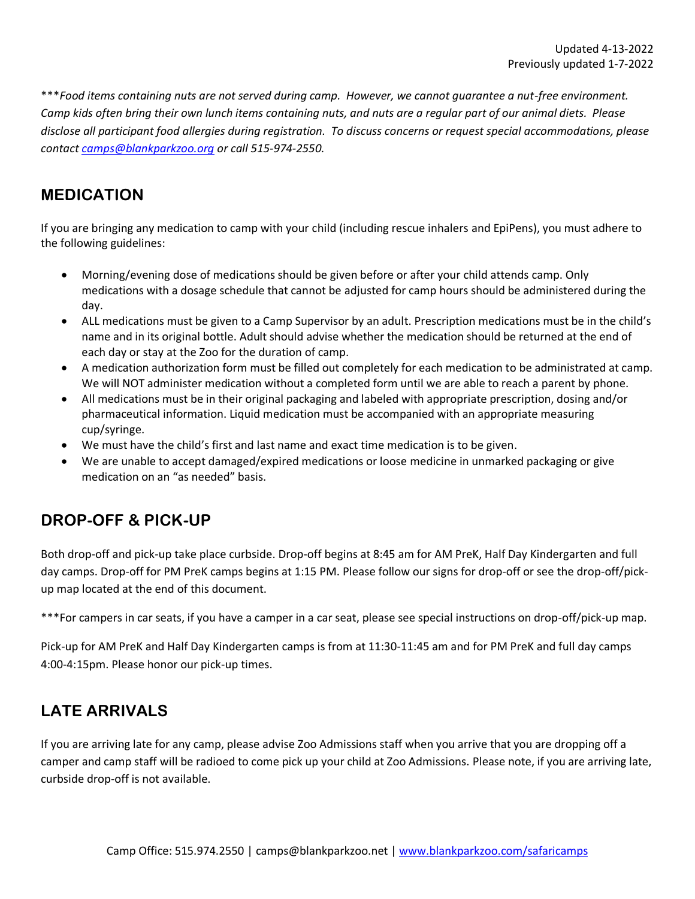Updated 4-13-2022
Previously updated 1-7-2022

****Food items containing nuts are not served during camp. However, we cannot guarantee a nut-free environment. Camp kids often bring their own lunch items containing nuts, and nuts are a regular part of our animal diets. Please disclose all participant food allergies during registration. To discuss concerns or request special accommodations, please contact [camps@blankparkzoo.org](mailto:camps@blankparkzoo.org) or call 515-974-2550.*

## MEDICATION

If you are bringing any medication to camp with your child (including rescue inhalers and EpiPens), you must adhere to the following guidelines:

- Morning/evening dose of medications should be given before or after your child attends camp. Only medications with a dosage schedule that cannot be adjusted for camp hours should be administered during the day.
- ALL medications must be given to a Camp Supervisor by an adult. Prescription medications must be in the child's name and in its original bottle. Adult should advise whether the medication should be returned at the end of each day or stay at the Zoo for the duration of camp.
- A medication authorization form must be filled out completely for each medication to be administrated at camp. We will NOT administer medication without a completed form until we are able to reach a parent by phone.
- All medications must be in their original packaging and labeled with appropriate prescription, dosing and/or pharmaceutical information. Liquid medication must be accompanied with an appropriate measuring cup/syringe.
- We must have the child's first and last name and exact time medication is to be given.
- We are unable to accept damaged/expired medications or loose medicine in unmarked packaging or give medication on an "as needed" basis.

## DROP-OFF & PICK-UP

Both drop-off and pick-up take place curbside. Drop-off begins at 8:45 am for AM PreK, Half Day Kindergarten and full day camps. Drop-off for PM PreK camps begins at 1:15 PM. Please follow our signs for drop-off or see the drop-off/pick-up map located at the end of this document.

***For campers in car seats, if you have a camper in a car seat, please see special instructions on drop-off/pick-up map.

Pick-up for AM PreK and Half Day Kindergarten camps is from at 11:30-11:45 am and for PM PreK and full day camps 4:00-4:15pm. Please honor our pick-up times.

## LATE ARRIVALS

If you are arriving late for any camp, please advise Zoo Admissions staff when you arrive that you are dropping off a camper and camp staff will be radioed to come pick up your child at Zoo Admissions. Please note, if you are arriving late, curbside drop-off is not available.

Camp Office: 515.974.2550 | camps@blankparkzoo.net | [www.blankparkzoo.com/safaricamps](http://www.blankparkzoo.com/safaricamps)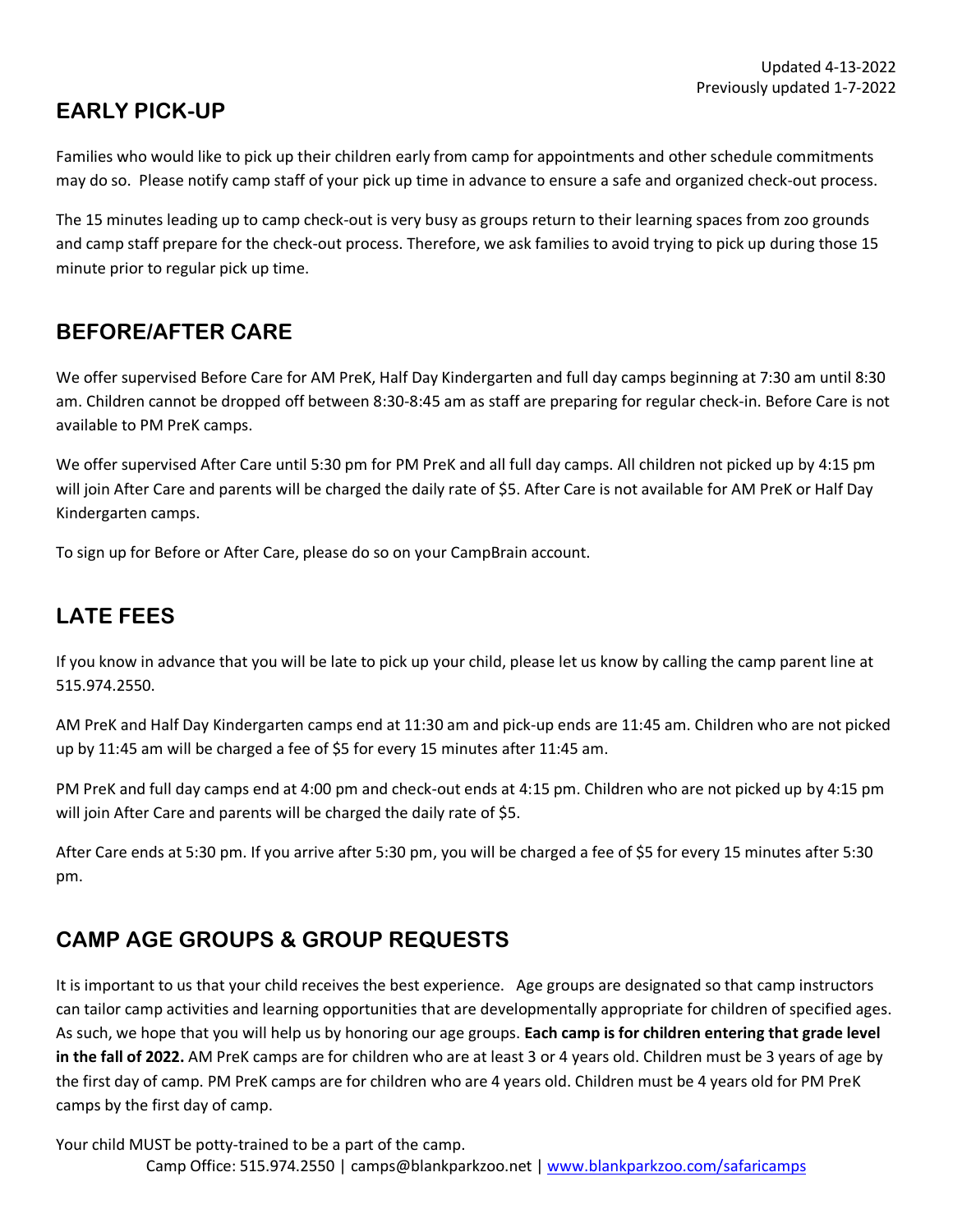Updated 4-13-2022
Previously updated 1-7-2022

## EARLY PICK-UP

Families who would like to pick up their children early from camp for appointments and other schedule commitments may do so. Please notify camp staff of your pick up time in advance to ensure a safe and organized check-out process.

The 15 minutes leading up to camp check-out is very busy as groups return to their learning spaces from zoo grounds and camp staff prepare for the check-out process. Therefore, we ask families to avoid trying to pick up during those 15 minute prior to regular pick up time.

## BEFORE/AFTER CARE

We offer supervised Before Care for AM PreK, Half Day Kindergarten and full day camps beginning at 7:30 am until 8:30 am. Children cannot be dropped off between 8:30-8:45 am as staff are preparing for regular check-in. Before Care is not available to PM PreK camps.

We offer supervised After Care until 5:30 pm for PM PreK and all full day camps. All children not picked up by 4:15 pm will join After Care and parents will be charged the daily rate of $5. After Care is not available for AM PreK or Half Day Kindergarten camps.

To sign up for Before or After Care, please do so on your CampBrain account.

## LATE FEES

If you know in advance that you will be late to pick up your child, please let us know by calling the camp parent line at 515.974.2550.

AM PreK and Half Day Kindergarten camps end at 11:30 am and pick-up ends are 11:45 am. Children who are not picked up by 11:45 am will be charged a fee of $5 for every 15 minutes after 11:45 am.

PM PreK and full day camps end at 4:00 pm and check-out ends at 4:15 pm. Children who are not picked up by 4:15 pm will join After Care and parents will be charged the daily rate of $5.

After Care ends at 5:30 pm. If you arrive after 5:30 pm, you will be charged a fee of $5 for every 15 minutes after 5:30 pm.

## CAMP AGE GROUPS & GROUP REQUESTS

It is important to us that your child receives the best experience. Age groups are designated so that camp instructors can tailor camp activities and learning opportunities that are developmentally appropriate for children of specified ages. As such, we hope that you will help us by honoring our age groups. **Each camp is for children entering that grade level in the fall of 2022.** AM PreK camps are for children who are at least 3 or 4 years old. Children must be 3 years of age by the first day of camp. PM PreK camps are for children who are 4 years old. Children must be 4 years old for PM PreK camps by the first day of camp.

Your child MUST be potty-trained to be a part of the camp.

Camp Office: 515.974.2550 | camps@blankparkzoo.net | www.blankparkzoo.com/safaricamps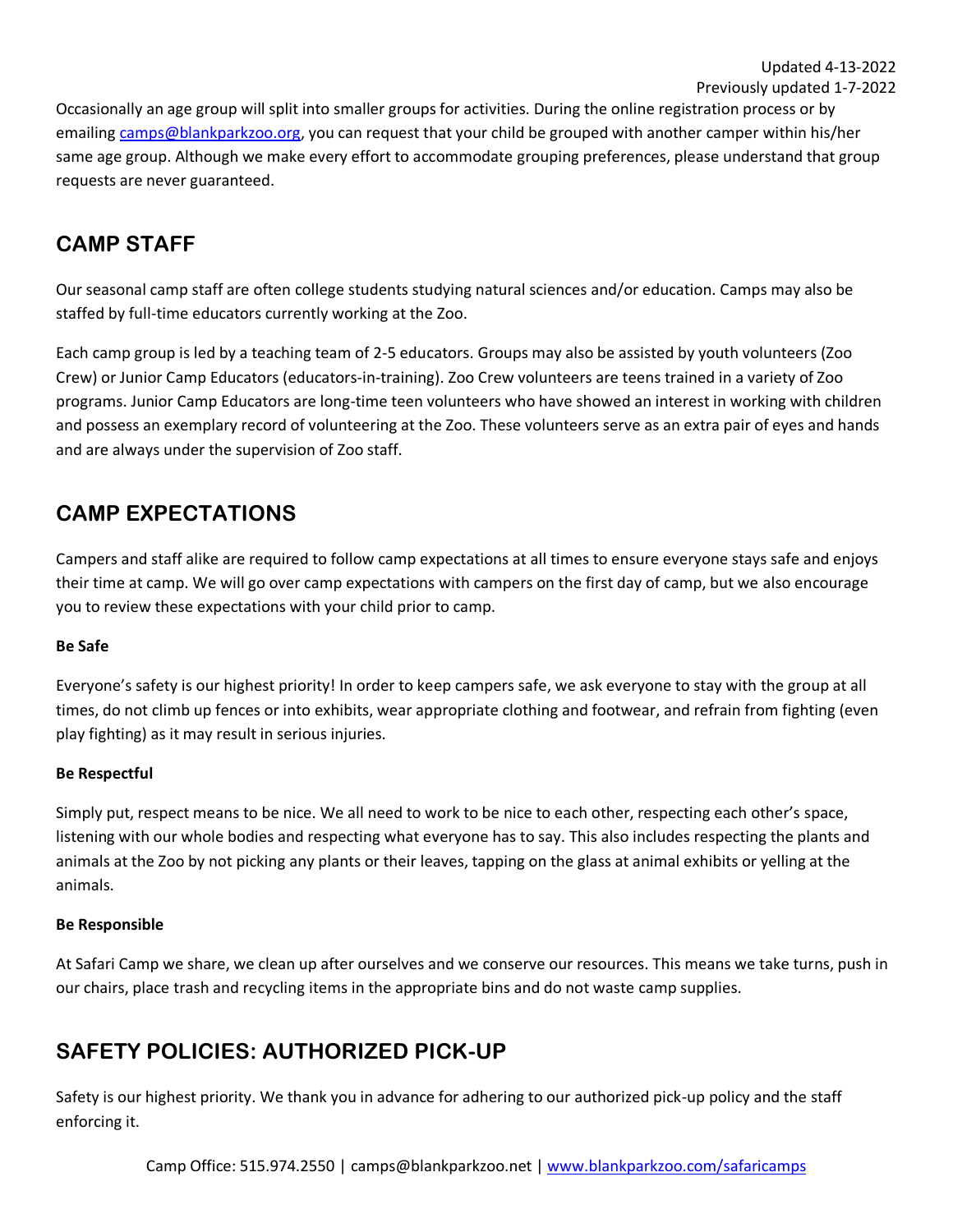Updated 4-13-2022
Previously updated 1-7-2022

Occasionally an age group will split into smaller groups for activities. During the online registration process or by emailing camps@blankparkzoo.org, you can request that your child be grouped with another camper within his/her same age group. Although we make every effort to accommodate grouping preferences, please understand that group requests are never guaranteed.

## CAMP STAFF

Our seasonal camp staff are often college students studying natural sciences and/or education. Camps may also be staffed by full-time educators currently working at the Zoo.

Each camp group is led by a teaching team of 2-5 educators. Groups may also be assisted by youth volunteers (Zoo Crew) or Junior Camp Educators (educators-in-training). Zoo Crew volunteers are teens trained in a variety of Zoo programs. Junior Camp Educators are long-time teen volunteers who have showed an interest in working with children and possess an exemplary record of volunteering at the Zoo. These volunteers serve as an extra pair of eyes and hands and are always under the supervision of Zoo staff.

## CAMP EXPECTATIONS

Campers and staff alike are required to follow camp expectations at all times to ensure everyone stays safe and enjoys their time at camp. We will go over camp expectations with campers on the first day of camp, but we also encourage you to review these expectations with your child prior to camp.

**Be Safe**

Everyone's safety is our highest priority! In order to keep campers safe, we ask everyone to stay with the group at all times, do not climb up fences or into exhibits, wear appropriate clothing and footwear, and refrain from fighting (even play fighting) as it may result in serious injuries.

**Be Respectful**

Simply put, respect means to be nice. We all need to work to be nice to each other, respecting each other's space, listening with our whole bodies and respecting what everyone has to say. This also includes respecting the plants and animals at the Zoo by not picking any plants or their leaves, tapping on the glass at animal exhibits or yelling at the animals.

**Be Responsible**

At Safari Camp we share, we clean up after ourselves and we conserve our resources. This means we take turns, push in our chairs, place trash and recycling items in the appropriate bins and do not waste camp supplies.

## SAFETY POLICIES: AUTHORIZED PICK-UP

Safety is our highest priority. We thank you in advance for adhering to our authorized pick-up policy and the staff enforcing it.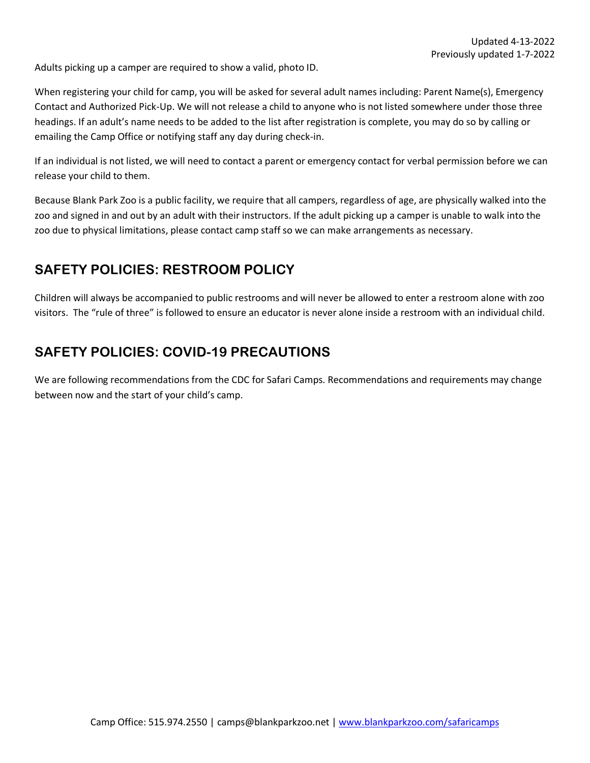Updated 4-13-2022
Previously updated 1-7-2022

Adults picking up a camper are required to show a valid, photo ID.

When registering your child for camp, you will be asked for several adult names including: Parent Name(s), Emergency Contact and Authorized Pick-Up. We will not release a child to anyone who is not listed somewhere under those three headings. If an adult's name needs to be added to the list after registration is complete, you may do so by calling or emailing the Camp Office or notifying staff any day during check-in.

If an individual is not listed, we will need to contact a parent or emergency contact for verbal permission before we can release your child to them.

Because Blank Park Zoo is a public facility, we require that all campers, regardless of age, are physically walked into the zoo and signed in and out by an adult with their instructors. If the adult picking up a camper is unable to walk into the zoo due to physical limitations, please contact camp staff so we can make arrangements as necessary.

## SAFETY POLICIES: RESTROOM POLICY

Children will always be accompanied to public restrooms and will never be allowed to enter a restroom alone with zoo visitors. The "rule of three" is followed to ensure an educator is never alone inside a restroom with an individual child.

## SAFETY POLICIES: COVID-19 PRECAUTIONS

We are following recommendations from the CDC for Safari Camps. Recommendations and requirements may change between now and the start of your child's camp.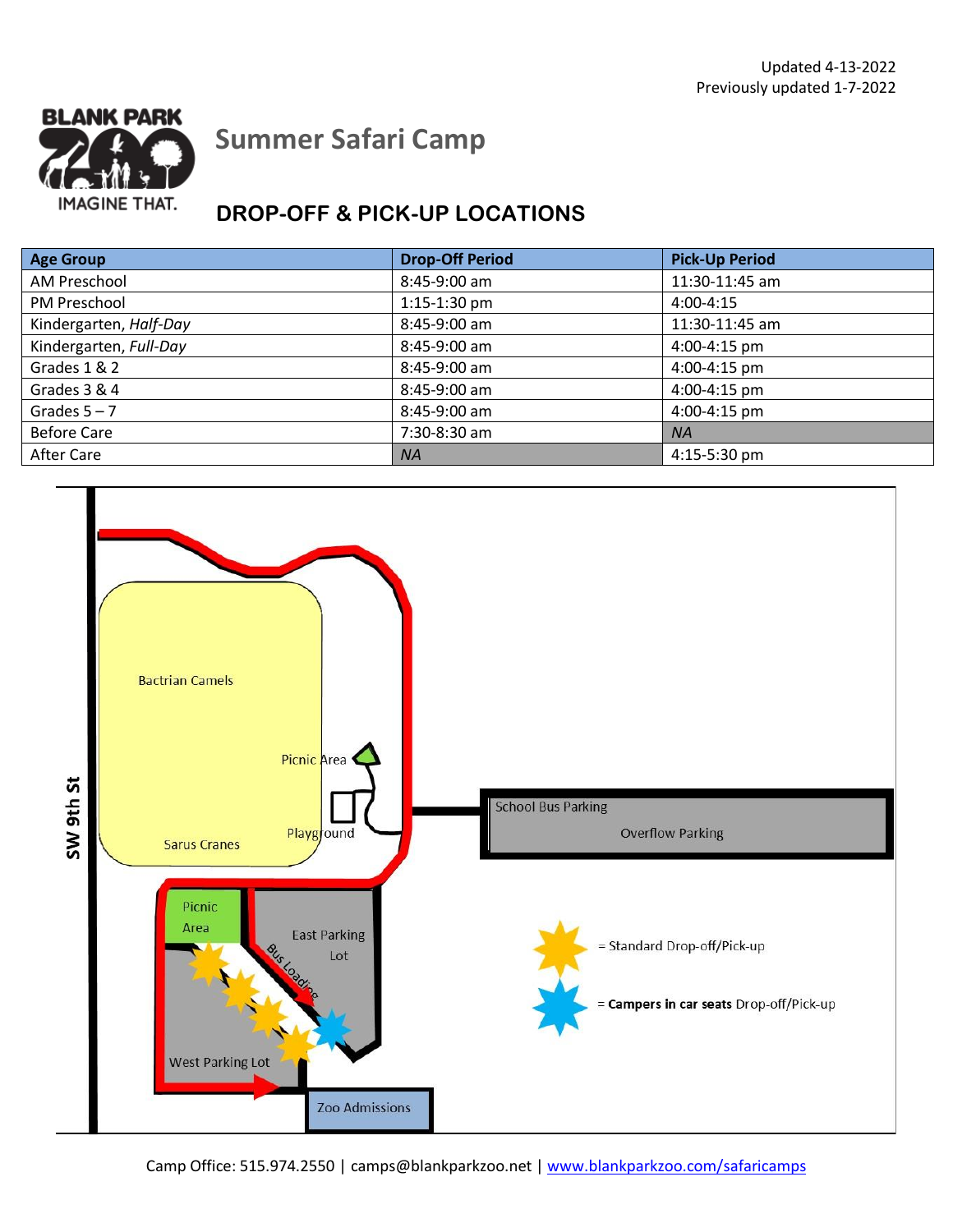Updated 4-13-2022
Previously updated 1-7-2022

BLANK PARK ZOO
IMAGINE THAT.

# Summer Safari Camp

## DROP-OFF & PICK-UP LOCATIONS

| Age Group | Drop-Off Period | Pick-Up Period |
|---|---|---|
| AM Preschool | 8:45-9:00 am | 11:30-11:45 am |
| PM Preschool | 1:15-1:30 pm | 4:00-4:15 |
| Kindergarten, *Half-Day* | 8:45-9:00 am | 11:30-11:45 am |
| Kindergarten, *Full-Day* | 8:45-9:00 am | 4:00-4:15 pm |
| Grades 1 & 2 | 8:45-9:00 am | 4:00-4:15 pm |
| Grades 3 & 4 | 8:45-9:00 am | 4:00-4:15 pm |
| Grades 5 – 7 | 8:45-9:00 am | 4:00-4:15 pm |
| Before Care | 7:30-8:30 am | *NA* |
| After Care | *NA* | 4:15-5:30 pm |

SW 9th St
Bactrian Camels
Picnic Area
Playground
Sarus Cranes
School Bus Parking
Overflow Parking
Picnic Area
East Parking Lot
Bus Loading
West Parking Lot
Zoo Admissions

= Standard Drop-off/Pick-up

= **Campers in car seats** Drop-off/Pick-up

Camp Office: 515.974.2550 | camps@blankparkzoo.net | www.blankparkzoo.com/safaricamps